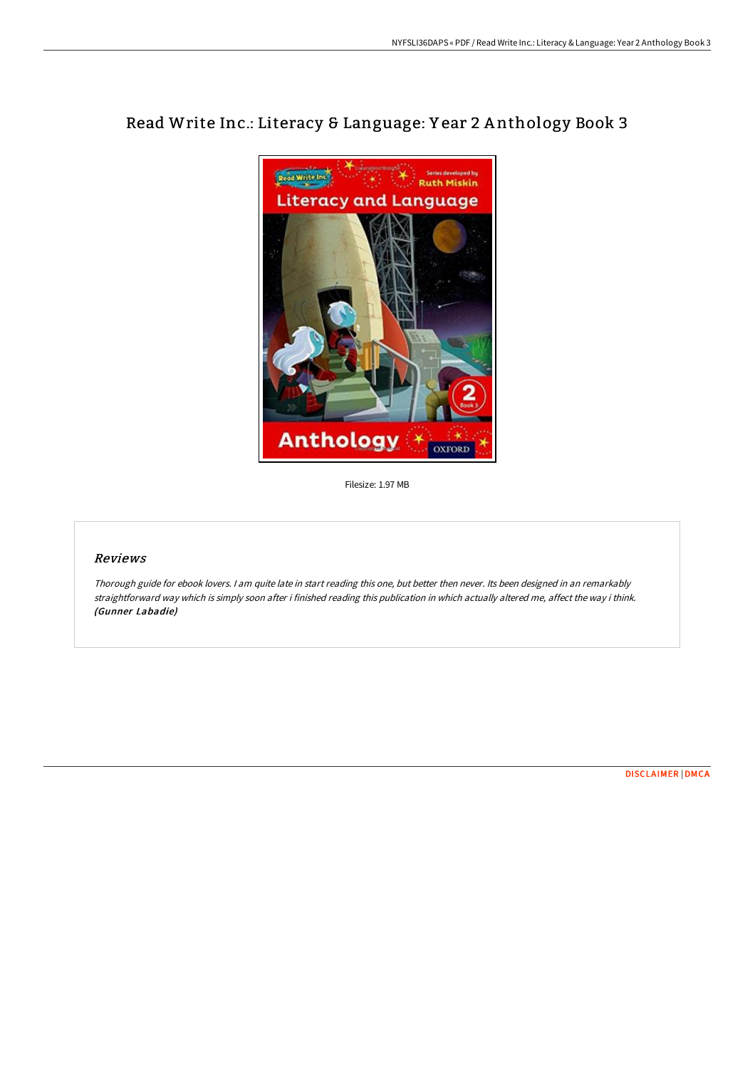# Read Write Inc.: Literacy & Language: Year 2 Anthology Book 3

Filesize: 1.97 MB

## Reviews

*Thorough guide for ebook lovers. I am quite late in start reading this one, but better then never. Its been designed in an remarkably straightforward way which is simply soon after i finished reading this publication in which actually altered me, affect the way i think.* ***(Gunner Labadie)***

DISCLAIMER | DMCA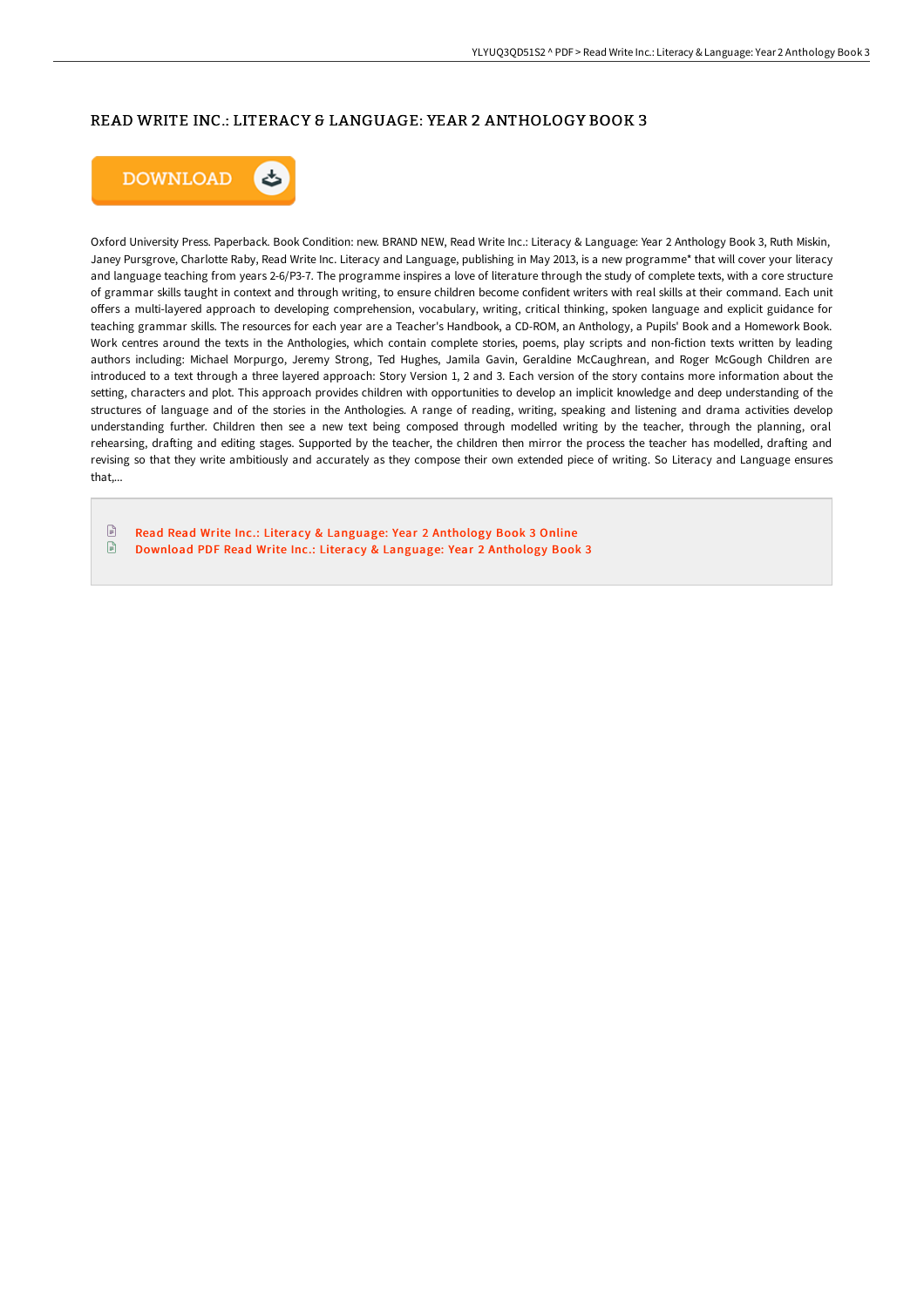# READ WRITE INC.: LITERACY & LANGUAGE: YEAR 2 ANTHOLOGY BOOK 3

DOWNLOAD

Oxford University Press. Paperback. Book Condition: new. BRAND NEW, Read Write Inc.: Literacy & Language: Year 2 Anthology Book 3, Ruth Miskin, Janey Pursgrove, Charlotte Raby, Read Write Inc. Literacy and Language, publishing in May 2013, is a new programme* that will cover your literacy and language teaching from years 2-6/P3-7. The programme inspires a love of literature through the study of complete texts, with a core structure of grammar skills taught in context and through writing, to ensure children become confident writers with real skills at their command. Each unit offers a multi-layered approach to developing comprehension, vocabulary, writing, critical thinking, spoken language and explicit guidance for teaching grammar skills. The resources for each year are a Teacher's Handbook, a CD-ROM, an Anthology, a Pupils' Book and a Homework Book. Work centres around the texts in the Anthologies, which contain complete stories, poems, play scripts and non-fiction texts written by leading authors including: Michael Morpurgo, Jeremy Strong, Ted Hughes, Jamila Gavin, Geraldine McCaughrean, and Roger McGough Children are introduced to a text through a three layered approach: Story Version 1, 2 and 3. Each version of the story contains more information about the setting, characters and plot. This approach provides children with opportunities to develop an implicit knowledge and deep understanding of the structures of language and of the stories in the Anthologies. A range of reading, writing, speaking and listening and drama activities develop understanding further. Children then see a new text being composed through modelled writing by the teacher, through the planning, oral rehearsing, drafting and editing stages. Supported by the teacher, the children then mirror the process the teacher has modelled, drafting and revising so that they write ambitiously and accurately as they compose their own extended piece of writing. So Literacy and Language ensures that,...

- Read Read Write Inc.: Literacy & Language: Year 2 Anthology Book 3 Online
- Download PDF Read Write Inc.: Literacy & Language: Year 2 Anthology Book 3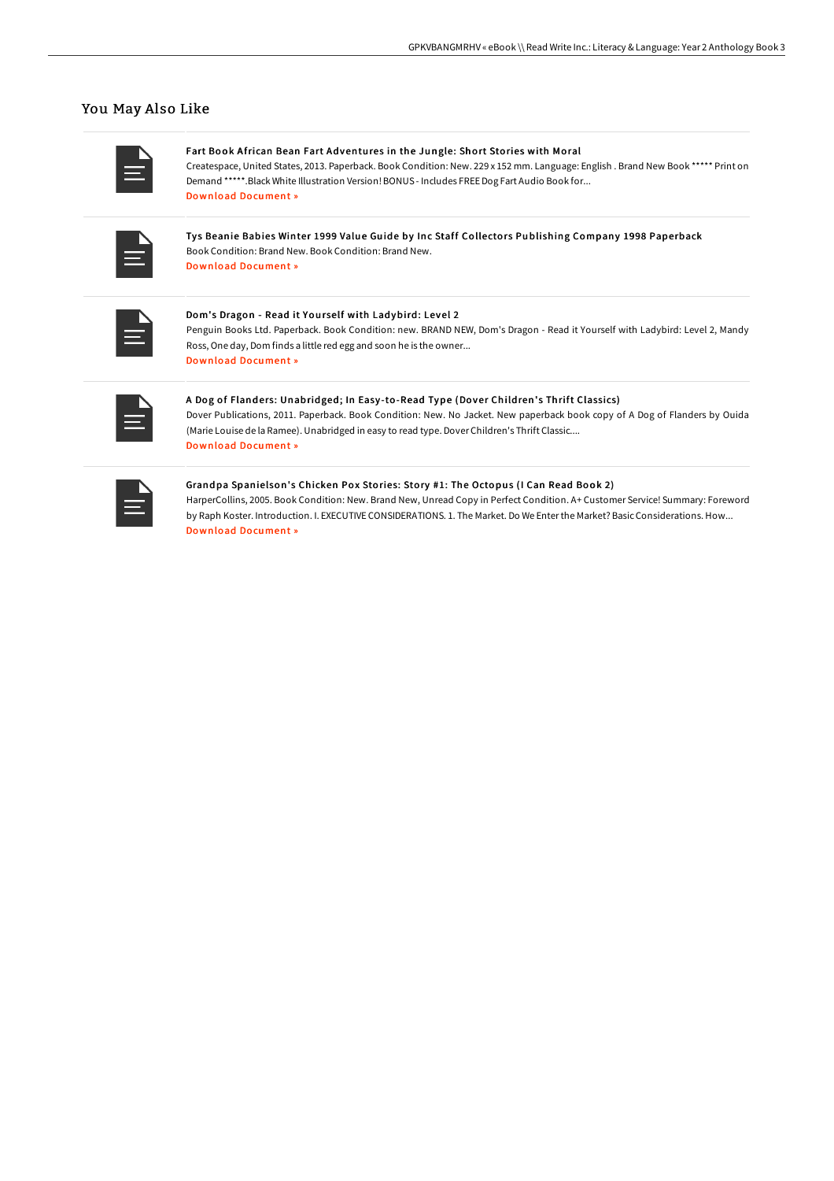## You May Also Like

**Fart Book African Bean Fart Adventures in the Jungle: Short Stories with Moral**

Createspace, United States, 2013. Paperback. Book Condition: New. 229 x 152 mm. Language: English . Brand New Book ***** Print on Demand *****.Black White Illustration Version! BONUS - Includes FREE Dog Fart Audio Book for...

Download Document »

**Tys Beanie Babies Winter 1999 Value Guide by Inc Staff Collectors Publishing Company 1998 Paperback**

Book Condition: Brand New. Book Condition: Brand New.

Download Document »

**Dom's Dragon - Read it Yourself with Ladybird: Level 2**

Penguin Books Ltd. Paperback. Book Condition: new. BRAND NEW, Dom's Dragon - Read it Yourself with Ladybird: Level 2, Mandy Ross, One day, Dom finds a little red egg and soon he is the owner...

Download Document »

**A Dog of Flanders: Unabridged; In Easy-to-Read Type (Dover Children's Thrift Classics)**

Dover Publications, 2011. Paperback. Book Condition: New. No Jacket. New paperback book copy of A Dog of Flanders by Ouida (Marie Louise de la Ramee). Unabridged in easy to read type. Dover Children's Thrift Classic....

Download Document »

**Grandpa Spanielson's Chicken Pox Stories: Story #1: The Octopus (I Can Read Book 2)**

HarperCollins, 2005. Book Condition: New. Brand New, Unread Copy in Perfect Condition. A+ Customer Service! Summary: Foreword by Raph Koster. Introduction. I. EXECUTIVE CONSIDERATIONS. 1. The Market. Do We Enter the Market? Basic Considerations. How...

Download Document »